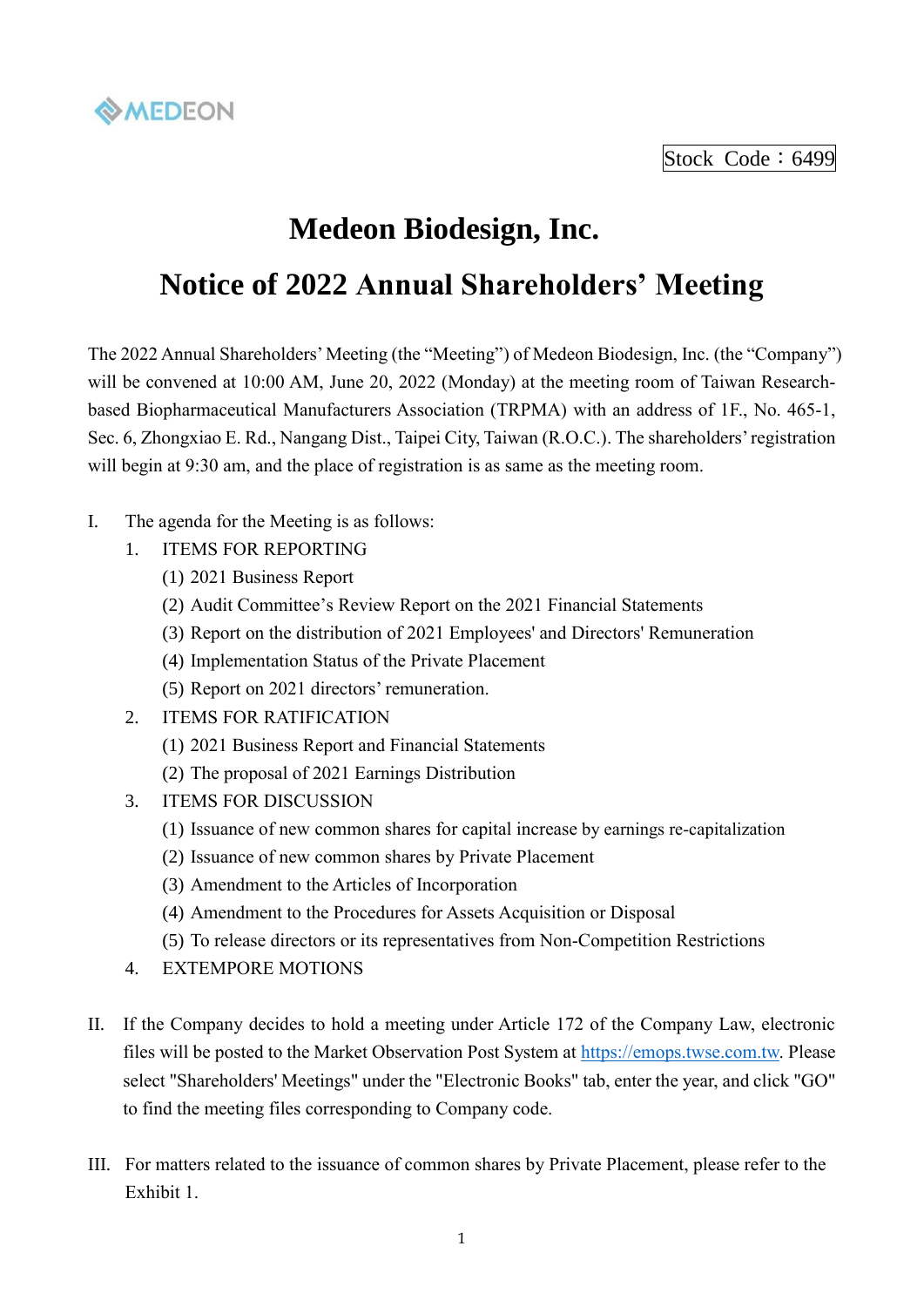MEDEON

Stock Code：6499

# Medeon Biodesign, Inc.

# Notice of 2022 Annual Shareholders' Meeting

The 2022 Annual Shareholders' Meeting (the "Meeting") of Medeon Biodesign, Inc. (the "Company") will be convened at 10:00 AM, June 20, 2022 (Monday) at the meeting room of Taiwan Research-based Biopharmaceutical Manufacturers Association (TRPMA) with an address of 1F., No. 465-1, Sec. 6, Zhongxiao E. Rd., Nangang Dist., Taipei City, Taiwan (R.O.C.). The shareholders' registration will begin at 9:30 am, and the place of registration is as same as the meeting room.

I. The agenda for the Meeting is as follows:

1. ITEMS FOR REPORTING
   (1) 2021 Business Report
   (2) Audit Committee's Review Report on the 2021 Financial Statements
   (3) Report on the distribution of 2021 Employees' and Directors' Remuneration
   (4) Implementation Status of the Private Placement
   (5) Report on 2021 directors' remuneration.
2. ITEMS FOR RATIFICATION
   (1) 2021 Business Report and Financial Statements
   (2) The proposal of 2021 Earnings Distribution
3. ITEMS FOR DISCUSSION
   (1) Issuance of new common shares for capital increase by earnings re-capitalization
   (2) Issuance of new common shares by Private Placement
   (3) Amendment to the Articles of Incorporation
   (4) Amendment to the Procedures for Assets Acquisition or Disposal
   (5) To release directors or its representatives from Non-Competition Restrictions
4. EXTEMPORE MOTIONS

II. If the Company decides to hold a meeting under Article 172 of the Company Law, electronic files will be posted to the Market Observation Post System at https://emops.twse.com.tw. Please select "Shareholders' Meetings" under the "Electronic Books" tab, enter the year, and click "GO" to find the meeting files corresponding to Company code.

III. For matters related to the issuance of common shares by Private Placement, please refer to the Exhibit 1.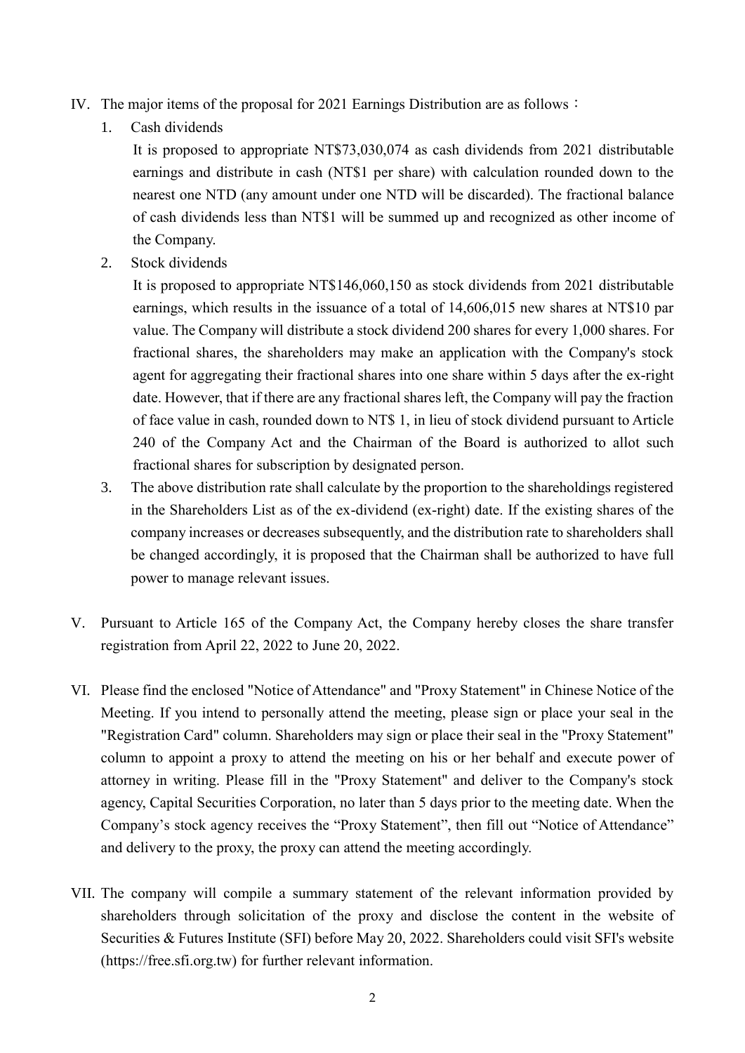IV. The major items of the proposal for 2021 Earnings Distribution are as follows：

1. Cash dividends

   It is proposed to appropriate NT$73,030,074 as cash dividends from 2021 distributable earnings and distribute in cash (NT$1 per share) with calculation rounded down to the nearest one NTD (any amount under one NTD will be discarded). The fractional balance of cash dividends less than NT$1 will be summed up and recognized as other income of the Company.

2. Stock dividends

   It is proposed to appropriate NT$146,060,150 as stock dividends from 2021 distributable earnings, which results in the issuance of a total of 14,606,015 new shares at NT$10 par value. The Company will distribute a stock dividend 200 shares for every 1,000 shares. For fractional shares, the shareholders may make an application with the Company's stock agent for aggregating their fractional shares into one share within 5 days after the ex-right date. However, that if there are any fractional shares left, the Company will pay the fraction of face value in cash, rounded down to NT$ 1, in lieu of stock dividend pursuant to Article 240 of the Company Act and the Chairman of the Board is authorized to allot such fractional shares for subscription by designated person.

3. The above distribution rate shall calculate by the proportion to the shareholdings registered in the Shareholders List as of the ex-dividend (ex-right) date. If the existing shares of the company increases or decreases subsequently, and the distribution rate to shareholders shall be changed accordingly, it is proposed that the Chairman shall be authorized to have full power to manage relevant issues.

V. Pursuant to Article 165 of the Company Act, the Company hereby closes the share transfer registration from April 22, 2022 to June 20, 2022.

VI. Please find the enclosed "Notice of Attendance" and "Proxy Statement" in Chinese Notice of the Meeting. If you intend to personally attend the meeting, please sign or place your seal in the "Registration Card" column. Shareholders may sign or place their seal in the "Proxy Statement" column to appoint a proxy to attend the meeting on his or her behalf and execute power of attorney in writing. Please fill in the "Proxy Statement" and deliver to the Company's stock agency, Capital Securities Corporation, no later than 5 days prior to the meeting date. When the Company's stock agency receives the "Proxy Statement", then fill out "Notice of Attendance" and delivery to the proxy, the proxy can attend the meeting accordingly.

VII. The company will compile a summary statement of the relevant information provided by shareholders through solicitation of the proxy and disclose the content in the website of Securities & Futures Institute (SFI) before May 20, 2022. Shareholders could visit SFI's website (https://free.sfi.org.tw) for further relevant information.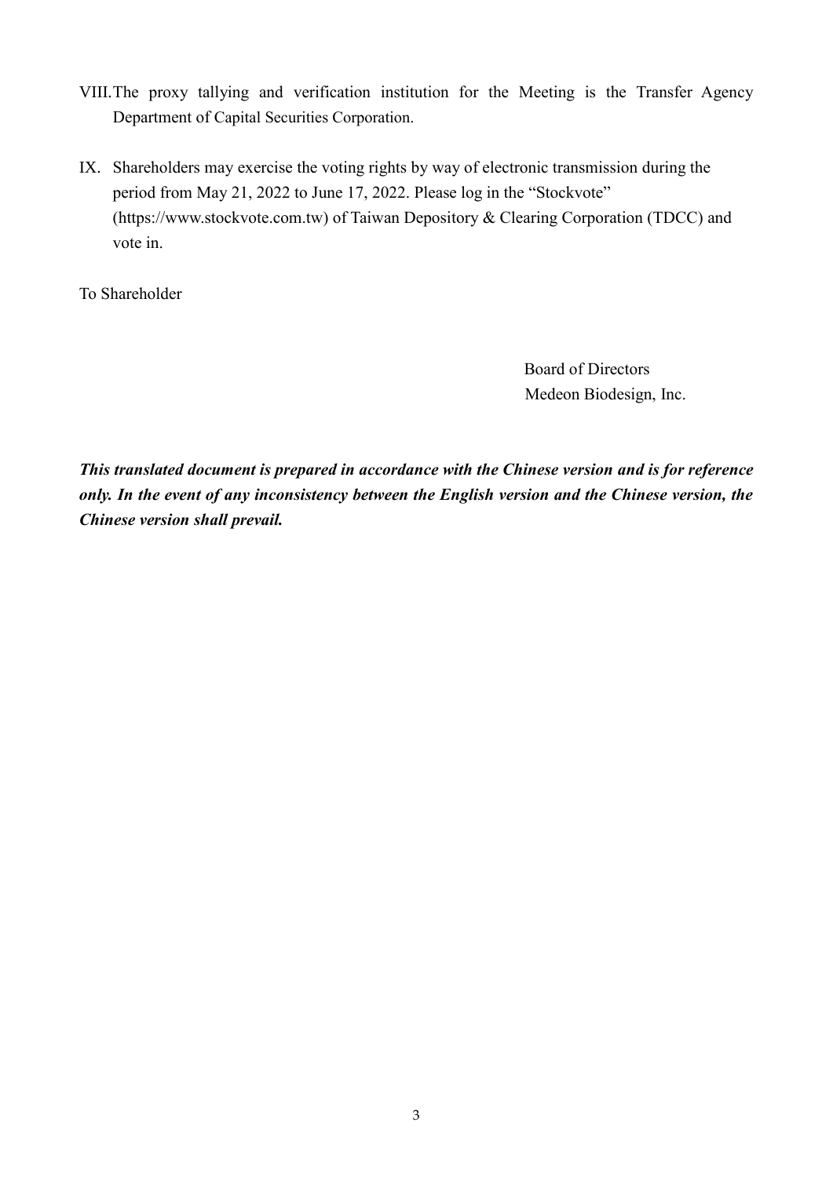VIII. The proxy tallying and verification institution for the Meeting is the Transfer Agency Department of Capital Securities Corporation.

IX. Shareholders may exercise the voting rights by way of electronic transmission during the period from May 21, 2022 to June 17, 2022. Please log in the "Stockvote" (https://www.stockvote.com.tw) of Taiwan Depository & Clearing Corporation (TDCC) and vote in.

To Shareholder

Board of Directors
Medeon Biodesign, Inc.

***This translated document is prepared in accordance with the Chinese version and is for reference only. In the event of any inconsistency between the English version and the Chinese version, the Chinese version shall prevail.***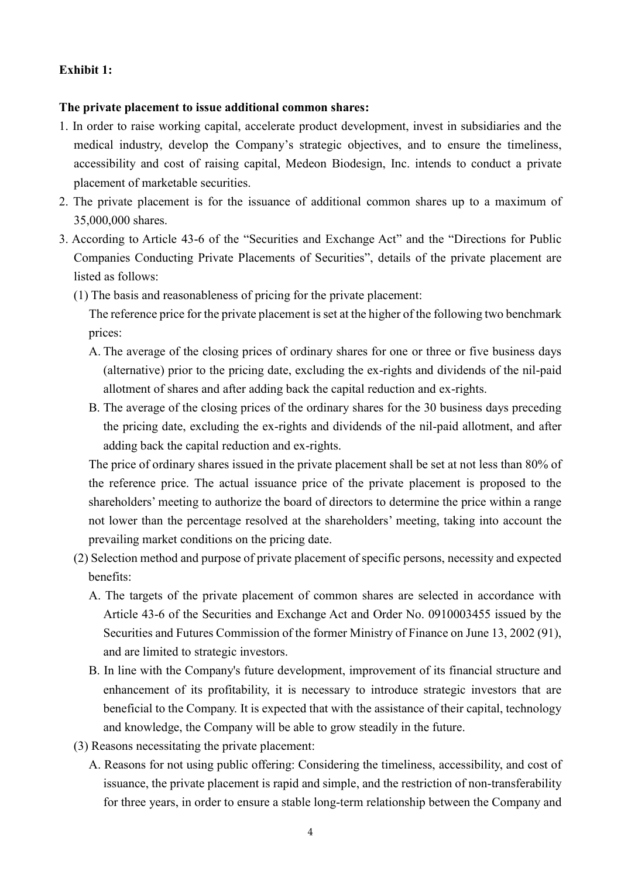**Exhibit 1:**

**The private placement to issue additional common shares:**

1. In order to raise working capital, accelerate product development, invest in subsidiaries and the medical industry, develop the Company's strategic objectives, and to ensure the timeliness, accessibility and cost of raising capital, Medeon Biodesign, Inc. intends to conduct a private placement of marketable securities.
2. The private placement is for the issuance of additional common shares up to a maximum of 35,000,000 shares.
3. According to Article 43-6 of the "Securities and Exchange Act" and the "Directions for Public Companies Conducting Private Placements of Securities", details of the private placement are listed as follows:
   (1) The basis and reasonableness of pricing for the private placement:
   The reference price for the private placement is set at the higher of the following two benchmark prices:
      A. The average of the closing prices of ordinary shares for one or three or five business days (alternative) prior to the pricing date, excluding the ex-rights and dividends of the nil-paid allotment of shares and after adding back the capital reduction and ex-rights.
      B. The average of the closing prices of the ordinary shares for the 30 business days preceding the pricing date, excluding the ex-rights and dividends of the nil-paid allotment, and after adding back the capital reduction and ex-rights.

   The price of ordinary shares issued in the private placement shall be set at not less than 80% of the reference price. The actual issuance price of the private placement is proposed to the shareholders' meeting to authorize the board of directors to determine the price within a range not lower than the percentage resolved at the shareholders' meeting, taking into account the prevailing market conditions on the pricing date.

   (2) Selection method and purpose of private placement of specific persons, necessity and expected benefits:
      A. The targets of the private placement of common shares are selected in accordance with Article 43-6 of the Securities and Exchange Act and Order No. 0910003455 issued by the Securities and Futures Commission of the former Ministry of Finance on June 13, 2002 (91), and are limited to strategic investors.
      B. In line with the Company's future development, improvement of its financial structure and enhancement of its profitability, it is necessary to introduce strategic investors that are beneficial to the Company. It is expected that with the assistance of their capital, technology and knowledge, the Company will be able to grow steadily in the future.

   (3) Reasons necessitating the private placement:
      A. Reasons for not using public offering: Considering the timeliness, accessibility, and cost of issuance, the private placement is rapid and simple, and the restriction of non-transferability for three years, in order to ensure a stable long-term relationship between the Company and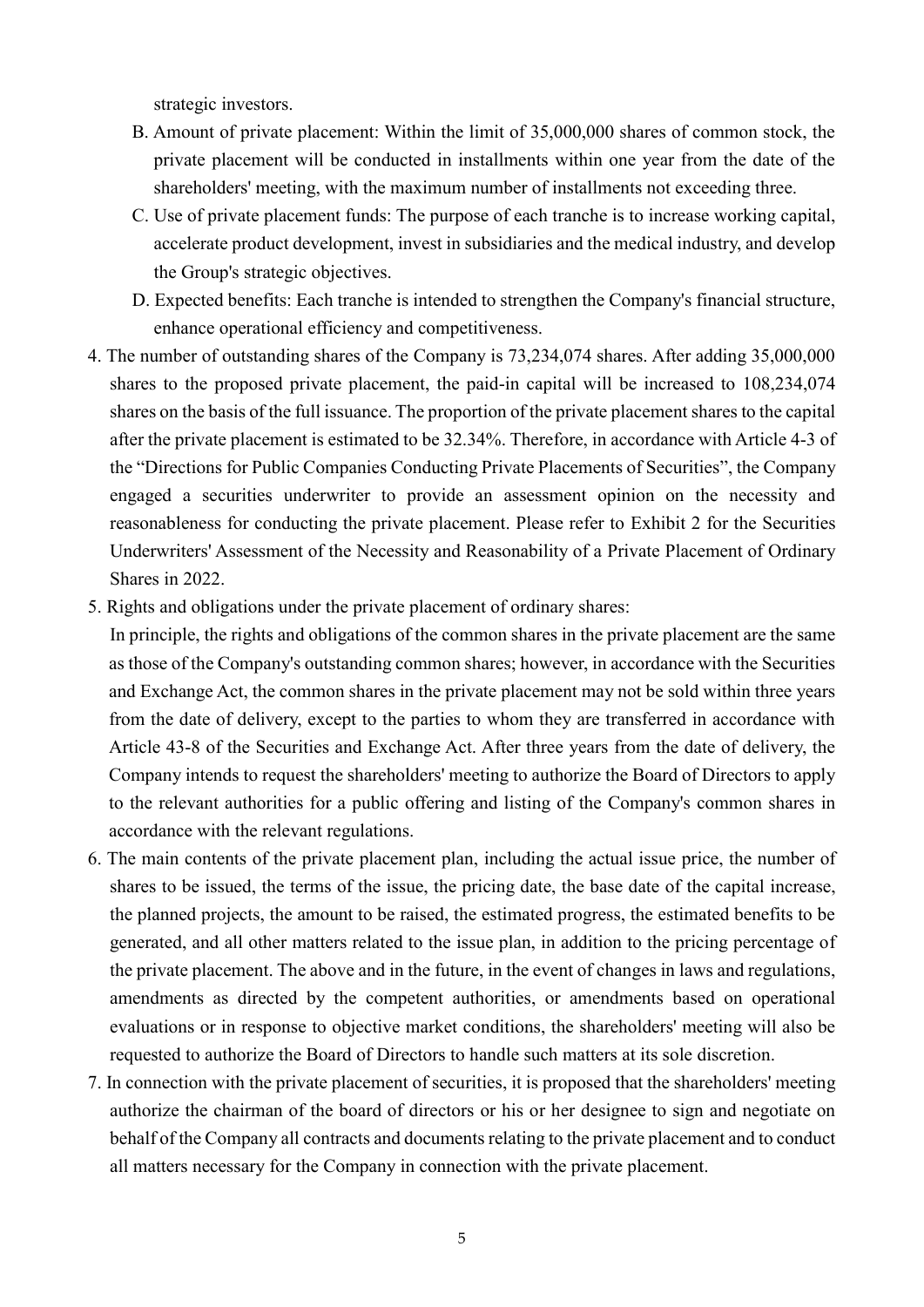strategic investors.

B. Amount of private placement: Within the limit of 35,000,000 shares of common stock, the private placement will be conducted in installments within one year from the date of the shareholders' meeting, with the maximum number of installments not exceeding three.

C. Use of private placement funds: The purpose of each tranche is to increase working capital, accelerate product development, invest in subsidiaries and the medical industry, and develop the Group's strategic objectives.

D. Expected benefits: Each tranche is intended to strengthen the Company's financial structure, enhance operational efficiency and competitiveness.

4. The number of outstanding shares of the Company is 73,234,074 shares. After adding 35,000,000 shares to the proposed private placement, the paid-in capital will be increased to 108,234,074 shares on the basis of the full issuance. The proportion of the private placement shares to the capital after the private placement is estimated to be 32.34%. Therefore, in accordance with Article 4-3 of the "Directions for Public Companies Conducting Private Placements of Securities", the Company engaged a securities underwriter to provide an assessment opinion on the necessity and reasonableness for conducting the private placement. Please refer to Exhibit 2 for the Securities Underwriters' Assessment of the Necessity and Reasonability of a Private Placement of Ordinary Shares in 2022.

5. Rights and obligations under the private placement of ordinary shares:

   In principle, the rights and obligations of the common shares in the private placement are the same as those of the Company's outstanding common shares; however, in accordance with the Securities and Exchange Act, the common shares in the private placement may not be sold within three years from the date of delivery, except to the parties to whom they are transferred in accordance with Article 43-8 of the Securities and Exchange Act. After three years from the date of delivery, the Company intends to request the shareholders' meeting to authorize the Board of Directors to apply to the relevant authorities for a public offering and listing of the Company's common shares in accordance with the relevant regulations.

6. The main contents of the private placement plan, including the actual issue price, the number of shares to be issued, the terms of the issue, the pricing date, the base date of the capital increase, the planned projects, the amount to be raised, the estimated progress, the estimated benefits to be generated, and all other matters related to the issue plan, in addition to the pricing percentage of the private placement. The above and in the future, in the event of changes in laws and regulations, amendments as directed by the competent authorities, or amendments based on operational evaluations or in response to objective market conditions, the shareholders' meeting will also be requested to authorize the Board of Directors to handle such matters at its sole discretion.

7. In connection with the private placement of securities, it is proposed that the shareholders' meeting authorize the chairman of the board of directors or his or her designee to sign and negotiate on behalf of the Company all contracts and documents relating to the private placement and to conduct all matters necessary for the Company in connection with the private placement.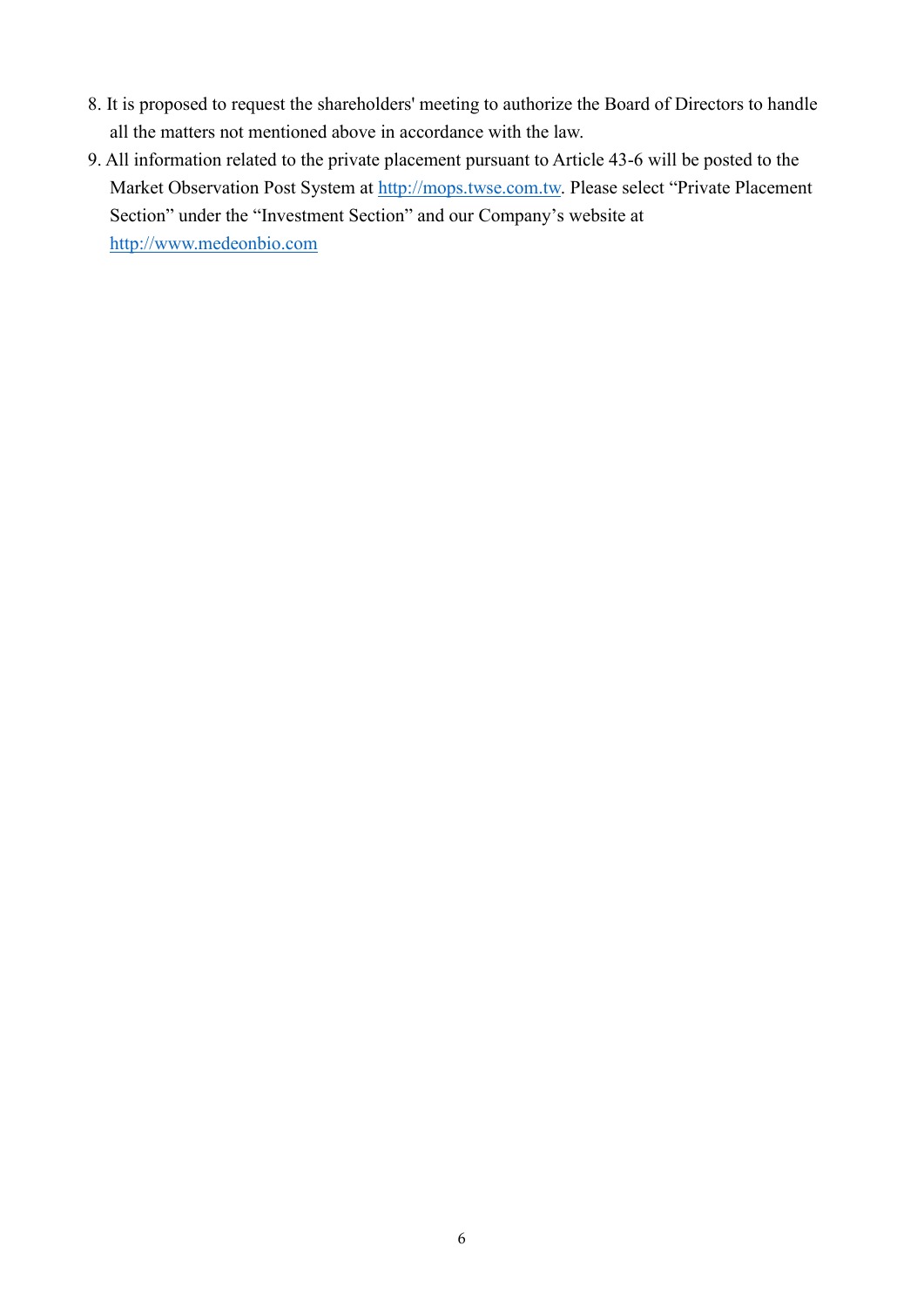8. It is proposed to request the shareholders' meeting to authorize the Board of Directors to handle all the matters not mentioned above in accordance with the law.
9. All information related to the private placement pursuant to Article 43-6 will be posted to the Market Observation Post System at http://mops.twse.com.tw. Please select "Private Placement Section" under the "Investment Section" and our Company's website at http://www.medeonbio.com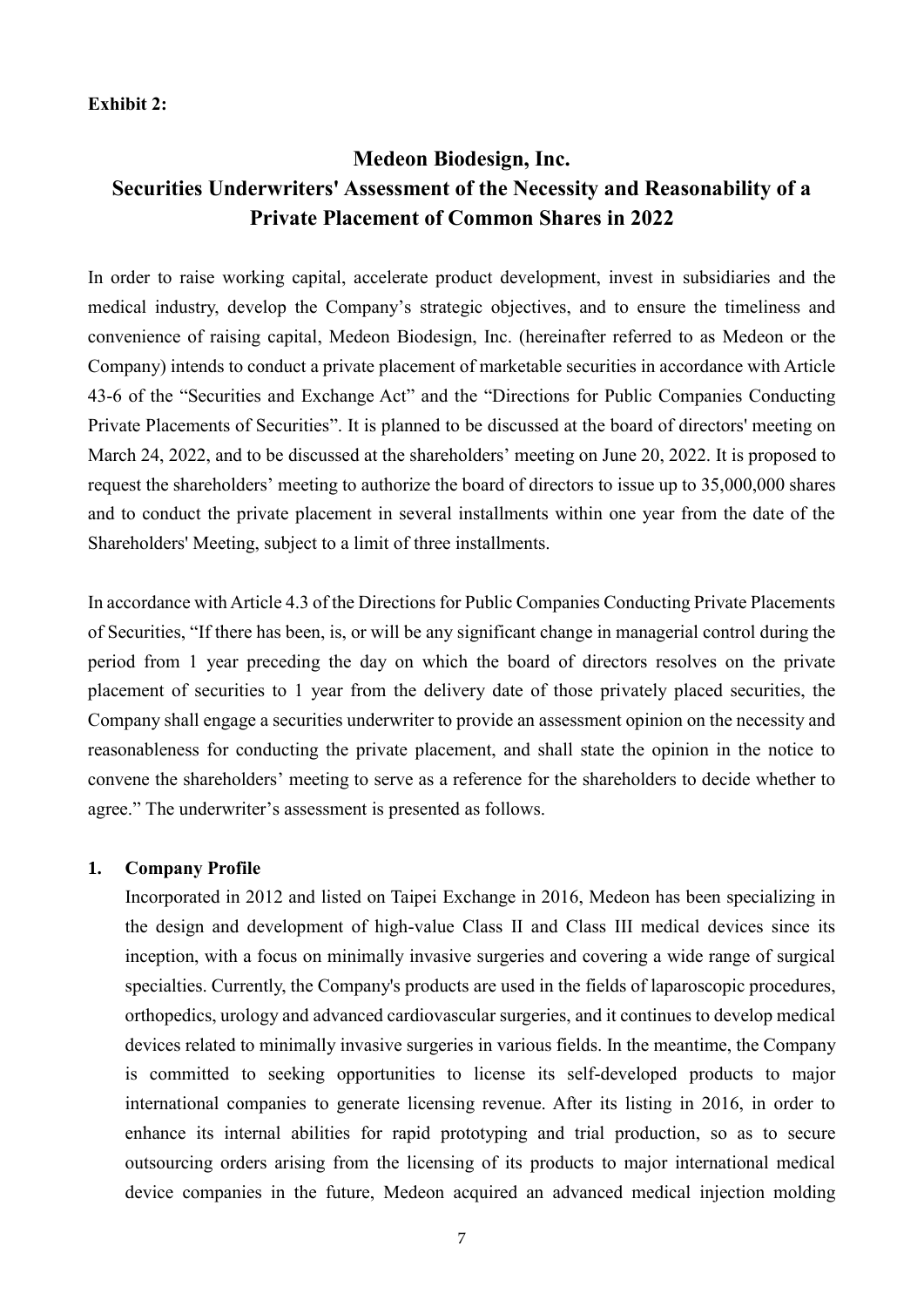**Exhibit 2:**

# Medeon Biodesign, Inc.
# Securities Underwriters' Assessment of the Necessity and Reasonability of a Private Placement of Common Shares in 2022

In order to raise working capital, accelerate product development, invest in subsidiaries and the medical industry, develop the Company's strategic objectives, and to ensure the timeliness and convenience of raising capital, Medeon Biodesign, Inc. (hereinafter referred to as Medeon or the Company) intends to conduct a private placement of marketable securities in accordance with Article 43-6 of the "Securities and Exchange Act" and the "Directions for Public Companies Conducting Private Placements of Securities". It is planned to be discussed at the board of directors' meeting on March 24, 2022, and to be discussed at the shareholders' meeting on June 20, 2022. It is proposed to request the shareholders' meeting to authorize the board of directors to issue up to 35,000,000 shares and to conduct the private placement in several installments within one year from the date of the Shareholders' Meeting, subject to a limit of three installments.

In accordance with Article 4.3 of the Directions for Public Companies Conducting Private Placements of Securities, "If there has been, is, or will be any significant change in managerial control during the period from 1 year preceding the day on which the board of directors resolves on the private placement of securities to 1 year from the delivery date of those privately placed securities, the Company shall engage a securities underwriter to provide an assessment opinion on the necessity and reasonableness for conducting the private placement, and shall state the opinion in the notice to convene the shareholders' meeting to serve as a reference for the shareholders to decide whether to agree." The underwriter's assessment is presented as follows.

## 1. Company Profile

Incorporated in 2012 and listed on Taipei Exchange in 2016, Medeon has been specializing in the design and development of high-value Class II and Class III medical devices since its inception, with a focus on minimally invasive surgeries and covering a wide range of surgical specialties. Currently, the Company's products are used in the fields of laparoscopic procedures, orthopedics, urology and advanced cardiovascular surgeries, and it continues to develop medical devices related to minimally invasive surgeries in various fields. In the meantime, the Company is committed to seeking opportunities to license its self-developed products to major international companies to generate licensing revenue. After its listing in 2016, in order to enhance its internal abilities for rapid prototyping and trial production, so as to secure outsourcing orders arising from the licensing of its products to major international medical device companies in the future, Medeon acquired an advanced medical injection molding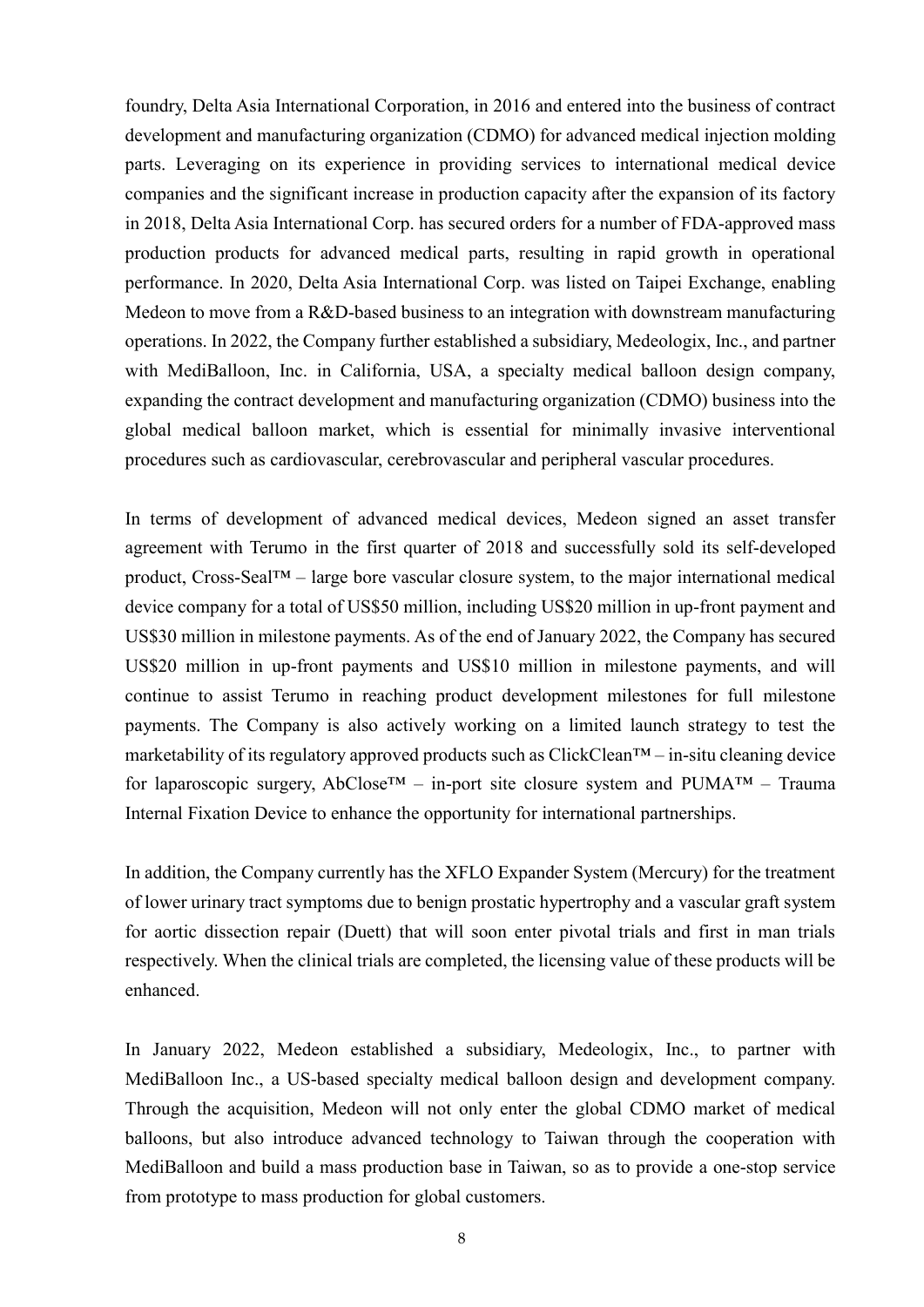foundry, Delta Asia International Corporation, in 2016 and entered into the business of contract development and manufacturing organization (CDMO) for advanced medical injection molding parts. Leveraging on its experience in providing services to international medical device companies and the significant increase in production capacity after the expansion of its factory in 2018, Delta Asia International Corp. has secured orders for a number of FDA-approved mass production products for advanced medical parts, resulting in rapid growth in operational performance. In 2020, Delta Asia International Corp. was listed on Taipei Exchange, enabling Medeon to move from a R&D-based business to an integration with downstream manufacturing operations. In 2022, the Company further established a subsidiary, Medeologix, Inc., and partner with MediBalloon, Inc. in California, USA, a specialty medical balloon design company, expanding the contract development and manufacturing organization (CDMO) business into the global medical balloon market, which is essential for minimally invasive interventional procedures such as cardiovascular, cerebrovascular and peripheral vascular procedures.

In terms of development of advanced medical devices, Medeon signed an asset transfer agreement with Terumo in the first quarter of 2018 and successfully sold its self-developed product, Cross-Seal™ – large bore vascular closure system, to the major international medical device company for a total of US$50 million, including US$20 million in up-front payment and US$30 million in milestone payments. As of the end of January 2022, the Company has secured US$20 million in up-front payments and US$10 million in milestone payments, and will continue to assist Terumo in reaching product development milestones for full milestone payments. The Company is also actively working on a limited launch strategy to test the marketability of its regulatory approved products such as ClickClean™ – in-situ cleaning device for laparoscopic surgery, AbClose™ – in-port site closure system and PUMA™ – Trauma Internal Fixation Device to enhance the opportunity for international partnerships.

In addition, the Company currently has the XFLO Expander System (Mercury) for the treatment of lower urinary tract symptoms due to benign prostatic hypertrophy and a vascular graft system for aortic dissection repair (Duett) that will soon enter pivotal trials and first in man trials respectively. When the clinical trials are completed, the licensing value of these products will be enhanced.

In January 2022, Medeon established a subsidiary, Medeologix, Inc., to partner with MediBalloon Inc., a US-based specialty medical balloon design and development company. Through the acquisition, Medeon will not only enter the global CDMO market of medical balloons, but also introduce advanced technology to Taiwan through the cooperation with MediBalloon and build a mass production base in Taiwan, so as to provide a one-stop service from prototype to mass production for global customers.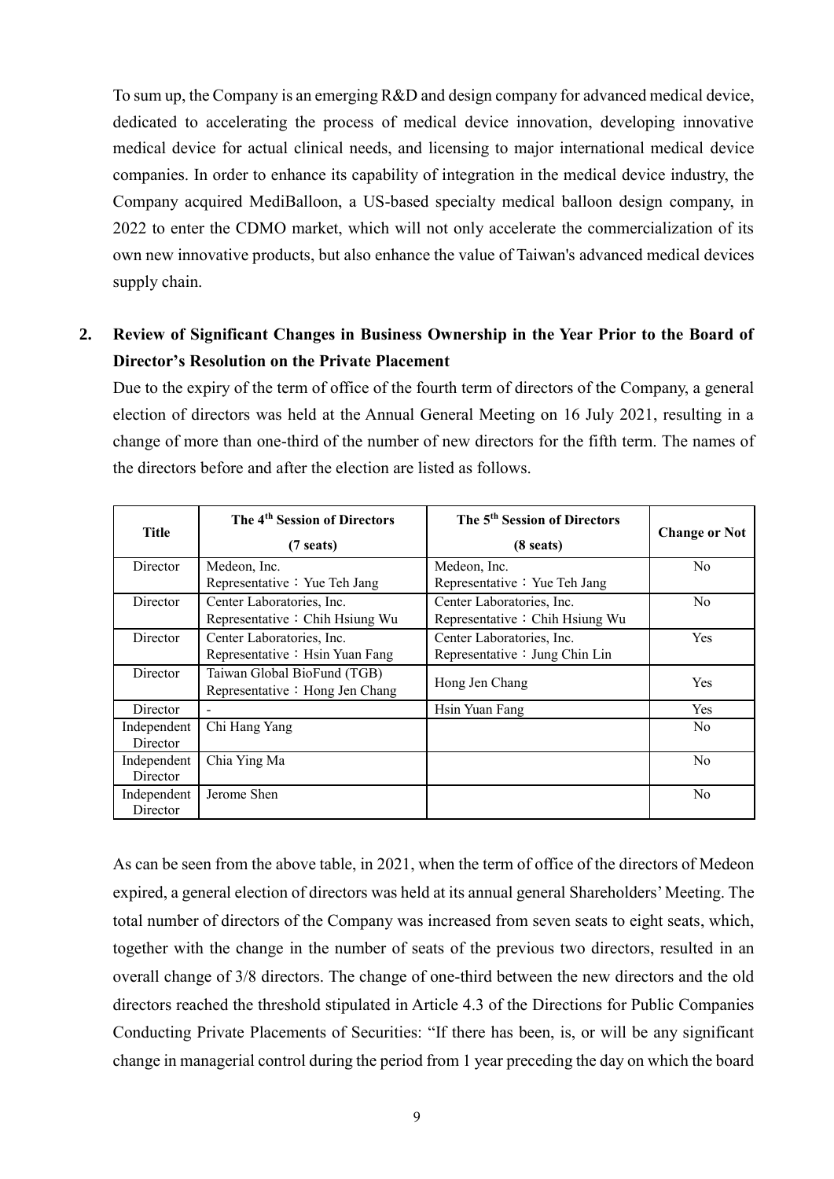To sum up, the Company is an emerging R&D and design company for advanced medical device, dedicated to accelerating the process of medical device innovation, developing innovative medical device for actual clinical needs, and licensing to major international medical device companies. In order to enhance its capability of integration in the medical device industry, the Company acquired MediBalloon, a US-based specialty medical balloon design company, in 2022 to enter the CDMO market, which will not only accelerate the commercialization of its own new innovative products, but also enhance the value of Taiwan's advanced medical devices supply chain.

## 2. Review of Significant Changes in Business Ownership in the Year Prior to the Board of Director's Resolution on the Private Placement

Due to the expiry of the term of office of the fourth term of directors of the Company, a general election of directors was held at the Annual General Meeting on 16 July 2021, resulting in a change of more than one-third of the number of new directors for the fifth term. The names of the directors before and after the election are listed as follows.

| Title | The 4th Session of Directors (7 seats) | The 5th Session of Directors (8 seats) | Change or Not |
|---|---|---|---|
| Director | Medeon, Inc.<br>Representative：Yue Teh Jang | Medeon, Inc.<br>Representative：Yue Teh Jang | No |
| Director | Center Laboratories, Inc.<br>Representative：Chih Hsiung Wu | Center Laboratories, Inc.<br>Representative：Chih Hsiung Wu | No |
| Director | Center Laboratories, Inc.<br>Representative：Hsin Yuan Fang | Center Laboratories, Inc.<br>Representative：Jung Chin Lin | Yes |
| Director | Taiwan Global BioFund (TGB)<br>Representative：Hong Jen Chang | Hong Jen Chang | Yes |
| Director | - | Hsin Yuan Fang | Yes |
| Independent Director | Chi Hang Yang | | No |
| Independent Director | Chia Ying Ma | | No |
| Independent Director | Jerome Shen | | No |

As can be seen from the above table, in 2021, when the term of office of the directors of Medeon expired, a general election of directors was held at its annual general Shareholders' Meeting. The total number of directors of the Company was increased from seven seats to eight seats, which, together with the change in the number of seats of the previous two directors, resulted in an overall change of 3/8 directors. The change of one-third between the new directors and the old directors reached the threshold stipulated in Article 4.3 of the Directions for Public Companies Conducting Private Placements of Securities: "If there has been, is, or will be any significant change in managerial control during the period from 1 year preceding the day on which the board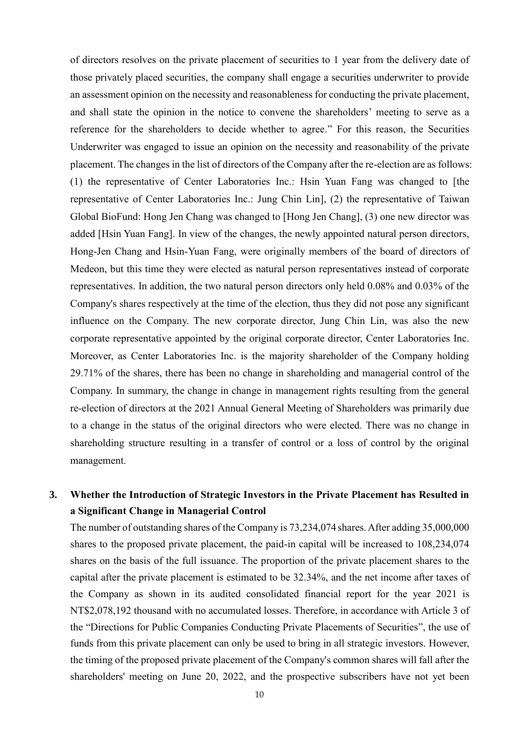of directors resolves on the private placement of securities to 1 year from the delivery date of those privately placed securities, the company shall engage a securities underwriter to provide an assessment opinion on the necessity and reasonableness for conducting the private placement, and shall state the opinion in the notice to convene the shareholders' meeting to serve as a reference for the shareholders to decide whether to agree." For this reason, the Securities Underwriter was engaged to issue an opinion on the necessity and reasonability of the private placement. The changes in the list of directors of the Company after the re-election are as follows: (1) the representative of Center Laboratories Inc.: Hsin Yuan Fang was changed to [the representative of Center Laboratories Inc.: Jung Chin Lin], (2) the representative of Taiwan Global BioFund: Hong Jen Chang was changed to [Hong Jen Chang], (3) one new director was added [Hsin Yuan Fang]. In view of the changes, the newly appointed natural person directors, Hong-Jen Chang and Hsin-Yuan Fang, were originally members of the board of directors of Medeon, but this time they were elected as natural person representatives instead of corporate representatives. In addition, the two natural person directors only held 0.08% and 0.03% of the Company's shares respectively at the time of the election, thus they did not pose any significant influence on the Company. The new corporate director, Jung Chin Lin, was also the new corporate representative appointed by the original corporate director, Center Laboratories Inc. Moreover, as Center Laboratories Inc. is the majority shareholder of the Company holding 29.71% of the shares, there has been no change in shareholding and managerial control of the Company. In summary, the change in change in management rights resulting from the general re-election of directors at the 2021 Annual General Meeting of Shareholders was primarily due to a change in the status of the original directors who were elected. There was no change in shareholding structure resulting in a transfer of control or a loss of control by the original management.

## 3. Whether the Introduction of Strategic Investors in the Private Placement has Resulted in a Significant Change in Managerial Control

The number of outstanding shares of the Company is 73,234,074 shares. After adding 35,000,000 shares to the proposed private placement, the paid-in capital will be increased to 108,234,074 shares on the basis of the full issuance. The proportion of the private placement shares to the capital after the private placement is estimated to be 32.34%, and the net income after taxes of the Company as shown in its audited consolidated financial report for the year 2021 is NT$2,078,192 thousand with no accumulated losses. Therefore, in accordance with Article 3 of the "Directions for Public Companies Conducting Private Placements of Securities", the use of funds from this private placement can only be used to bring in all strategic investors. However, the timing of the proposed private placement of the Company's common shares will fall after the shareholders' meeting on June 20, 2022, and the prospective subscribers have not yet been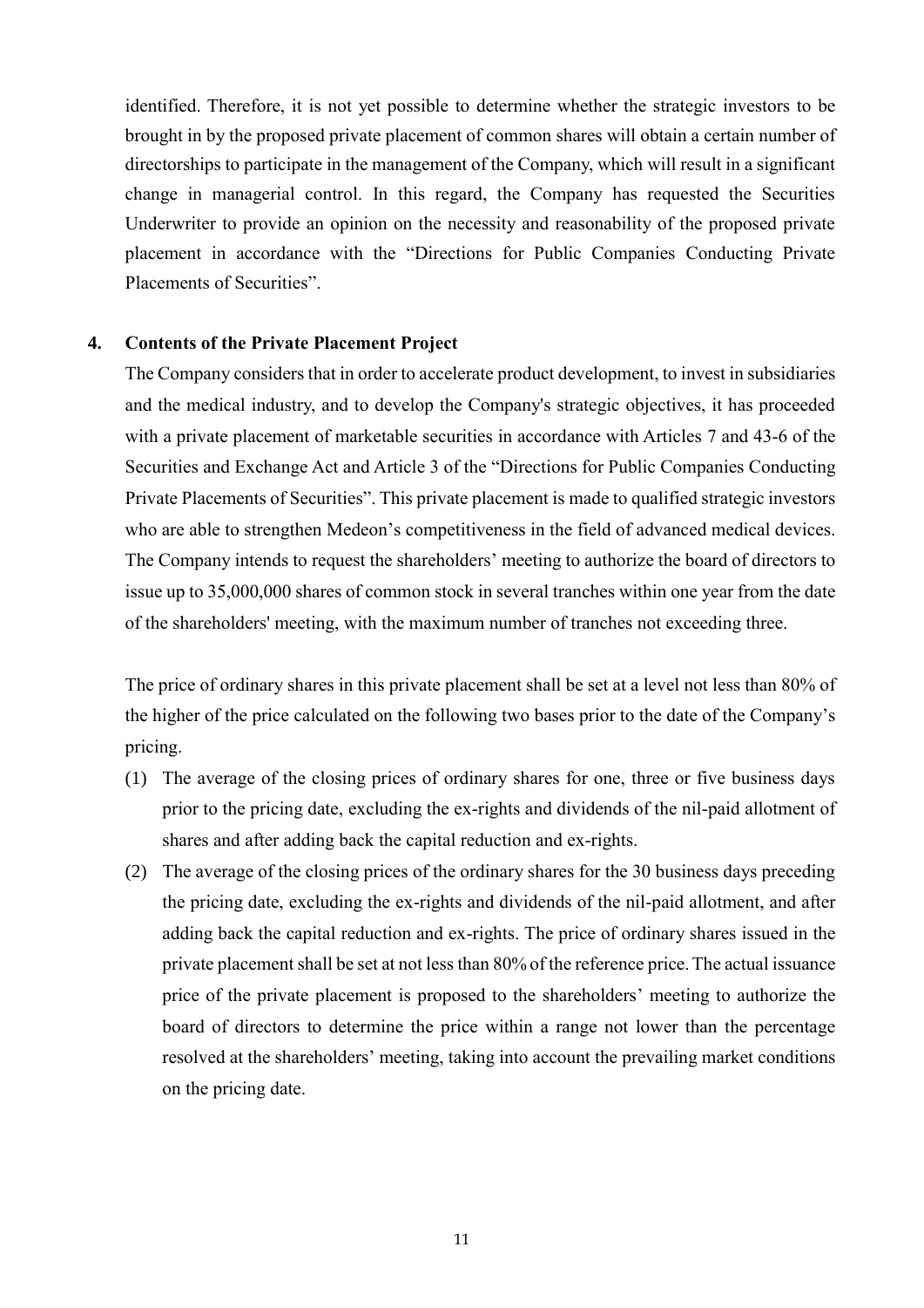identified. Therefore, it is not yet possible to determine whether the strategic investors to be brought in by the proposed private placement of common shares will obtain a certain number of directorships to participate in the management of the Company, which will result in a significant change in managerial control. In this regard, the Company has requested the Securities Underwriter to provide an opinion on the necessity and reasonability of the proposed private placement in accordance with the "Directions for Public Companies Conducting Private Placements of Securities".

**4. Contents of the Private Placement Project**

The Company considers that in order to accelerate product development, to invest in subsidiaries and the medical industry, and to develop the Company's strategic objectives, it has proceeded with a private placement of marketable securities in accordance with Articles 7 and 43-6 of the Securities and Exchange Act and Article 3 of the "Directions for Public Companies Conducting Private Placements of Securities". This private placement is made to qualified strategic investors who are able to strengthen Medeon's competitiveness in the field of advanced medical devices. The Company intends to request the shareholders' meeting to authorize the board of directors to issue up to 35,000,000 shares of common stock in several tranches within one year from the date of the shareholders' meeting, with the maximum number of tranches not exceeding three.

The price of ordinary shares in this private placement shall be set at a level not less than 80% of the higher of the price calculated on the following two bases prior to the date of the Company's pricing.

(1) The average of the closing prices of ordinary shares for one, three or five business days prior to the pricing date, excluding the ex-rights and dividends of the nil-paid allotment of shares and after adding back the capital reduction and ex-rights.

(2) The average of the closing prices of the ordinary shares for the 30 business days preceding the pricing date, excluding the ex-rights and dividends of the nil-paid allotment, and after adding back the capital reduction and ex-rights. The price of ordinary shares issued in the private placement shall be set at not less than 80% of the reference price. The actual issuance price of the private placement is proposed to the shareholders' meeting to authorize the board of directors to determine the price within a range not lower than the percentage resolved at the shareholders' meeting, taking into account the prevailing market conditions on the pricing date.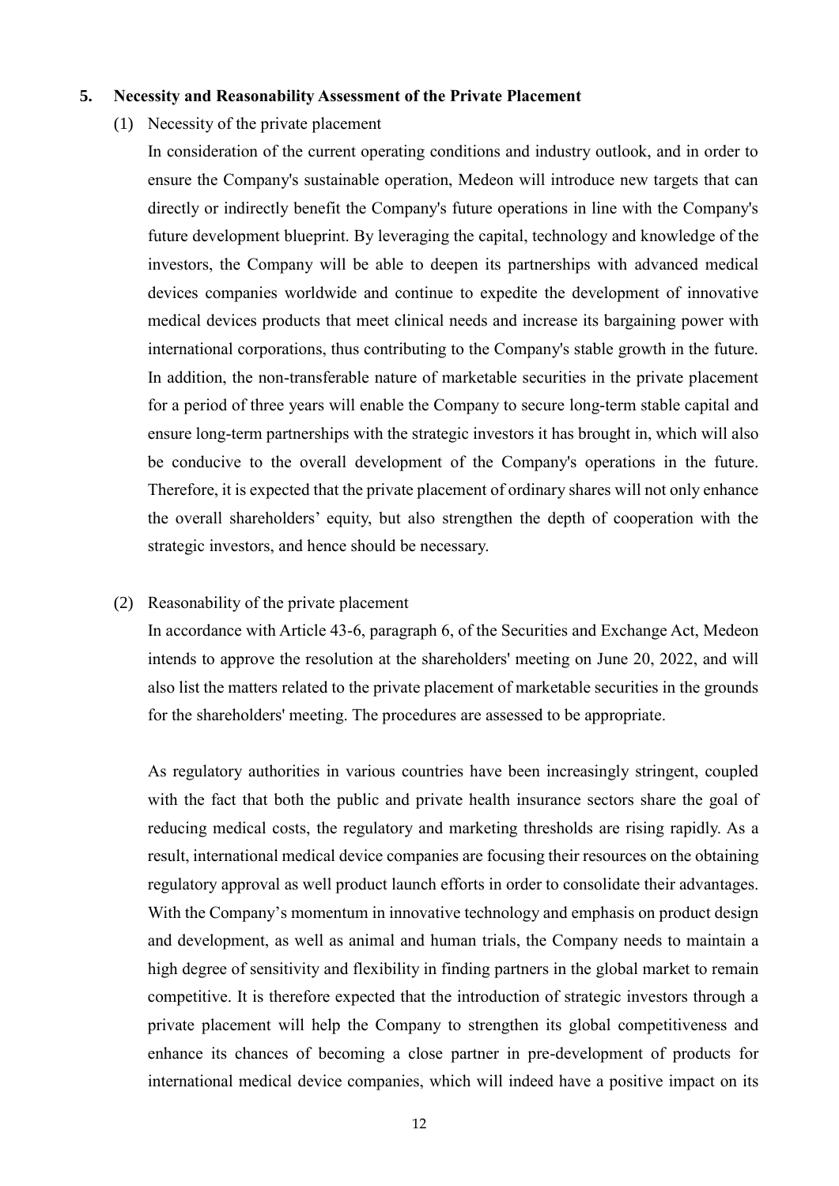**5. Necessity and Reasonability Assessment of the Private Placement**

(1) Necessity of the private placement

In consideration of the current operating conditions and industry outlook, and in order to ensure the Company's sustainable operation, Medeon will introduce new targets that can directly or indirectly benefit the Company's future operations in line with the Company's future development blueprint. By leveraging the capital, technology and knowledge of the investors, the Company will be able to deepen its partnerships with advanced medical devices companies worldwide and continue to expedite the development of innovative medical devices products that meet clinical needs and increase its bargaining power with international corporations, thus contributing to the Company's stable growth in the future. In addition, the non-transferable nature of marketable securities in the private placement for a period of three years will enable the Company to secure long-term stable capital and ensure long-term partnerships with the strategic investors it has brought in, which will also be conducive to the overall development of the Company's operations in the future. Therefore, it is expected that the private placement of ordinary shares will not only enhance the overall shareholders' equity, but also strengthen the depth of cooperation with the strategic investors, and hence should be necessary.

(2) Reasonability of the private placement

In accordance with Article 43-6, paragraph 6, of the Securities and Exchange Act, Medeon intends to approve the resolution at the shareholders' meeting on June 20, 2022, and will also list the matters related to the private placement of marketable securities in the grounds for the shareholders' meeting. The procedures are assessed to be appropriate.

As regulatory authorities in various countries have been increasingly stringent, coupled with the fact that both the public and private health insurance sectors share the goal of reducing medical costs, the regulatory and marketing thresholds are rising rapidly. As a result, international medical device companies are focusing their resources on the obtaining regulatory approval as well product launch efforts in order to consolidate their advantages. With the Company's momentum in innovative technology and emphasis on product design and development, as well as animal and human trials, the Company needs to maintain a high degree of sensitivity and flexibility in finding partners in the global market to remain competitive. It is therefore expected that the introduction of strategic investors through a private placement will help the Company to strengthen its global competitiveness and enhance its chances of becoming a close partner in pre-development of products for international medical device companies, which will indeed have a positive impact on its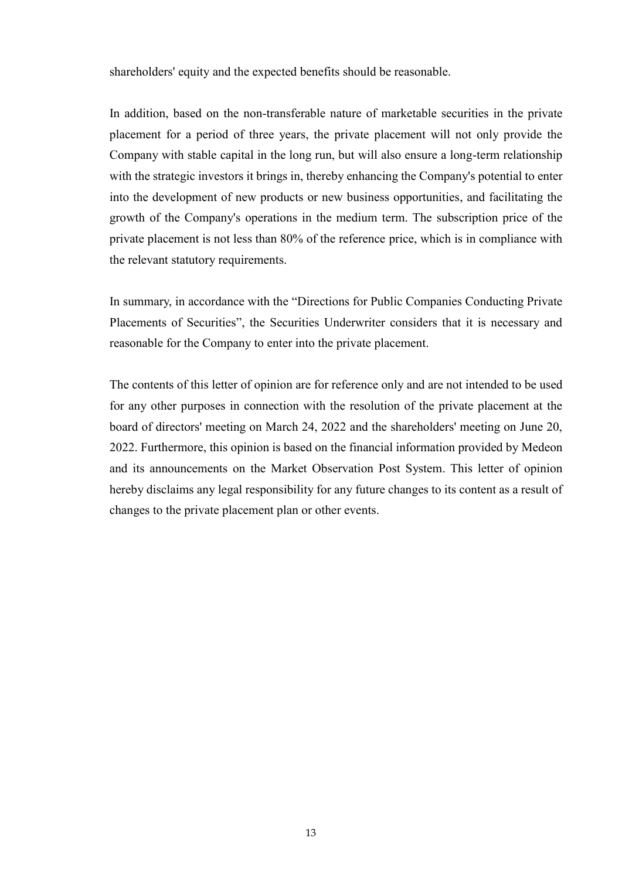shareholders' equity and the expected benefits should be reasonable.

In addition, based on the non-transferable nature of marketable securities in the private placement for a period of three years, the private placement will not only provide the Company with stable capital in the long run, but will also ensure a long-term relationship with the strategic investors it brings in, thereby enhancing the Company's potential to enter into the development of new products or new business opportunities, and facilitating the growth of the Company's operations in the medium term. The subscription price of the private placement is not less than 80% of the reference price, which is in compliance with the relevant statutory requirements.

In summary, in accordance with the "Directions for Public Companies Conducting Private Placements of Securities", the Securities Underwriter considers that it is necessary and reasonable for the Company to enter into the private placement.

The contents of this letter of opinion are for reference only and are not intended to be used for any other purposes in connection with the resolution of the private placement at the board of directors' meeting on March 24, 2022 and the shareholders' meeting on June 20, 2022. Furthermore, this opinion is based on the financial information provided by Medeon and its announcements on the Market Observation Post System. This letter of opinion hereby disclaims any legal responsibility for any future changes to its content as a result of changes to the private placement plan or other events.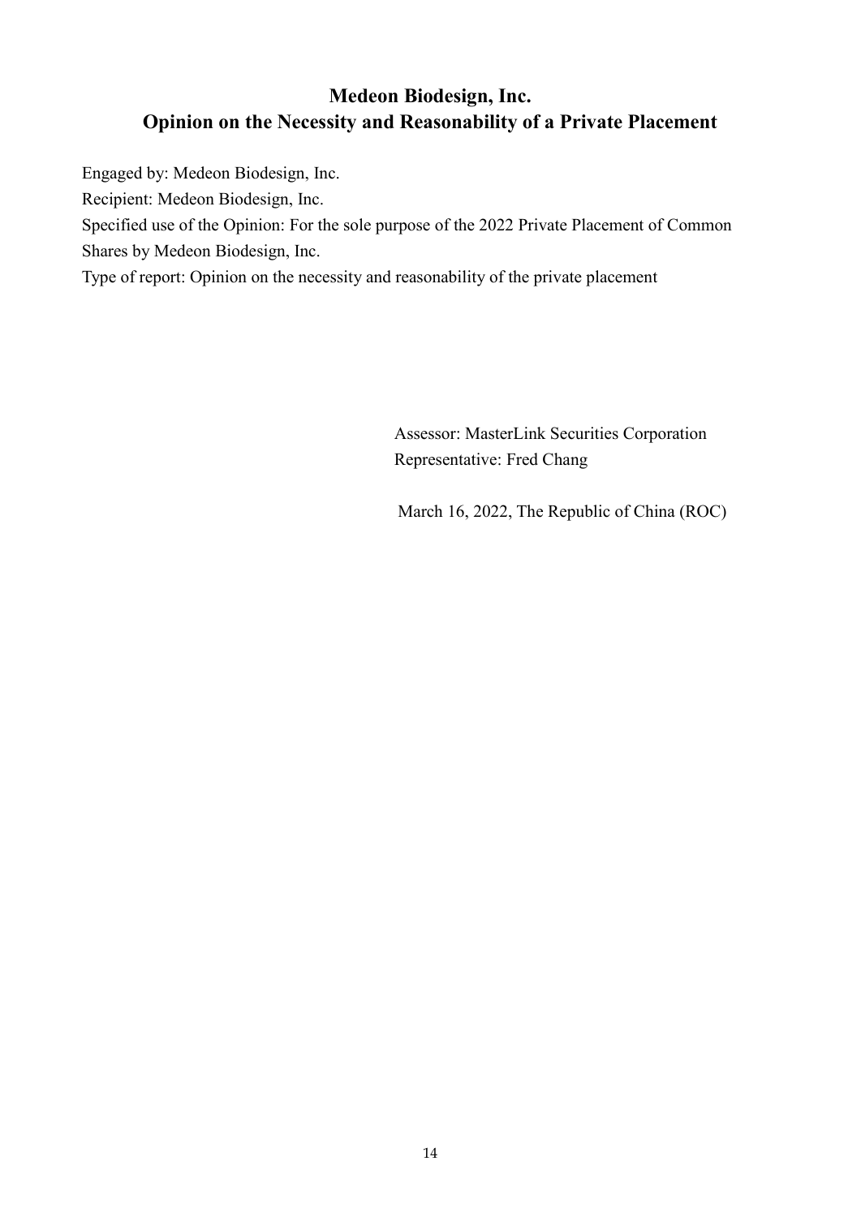# Medeon Biodesign, Inc.
# Opinion on the Necessity and Reasonability of a Private Placement

Engaged by: Medeon Biodesign, Inc.

Recipient: Medeon Biodesign, Inc.

Specified use of the Opinion: For the sole purpose of the 2022 Private Placement of Common Shares by Medeon Biodesign, Inc.

Type of report: Opinion on the necessity and reasonability of the private placement

Assessor: MasterLink Securities Corporation

Representative: Fred Chang

March 16, 2022, The Republic of China (ROC)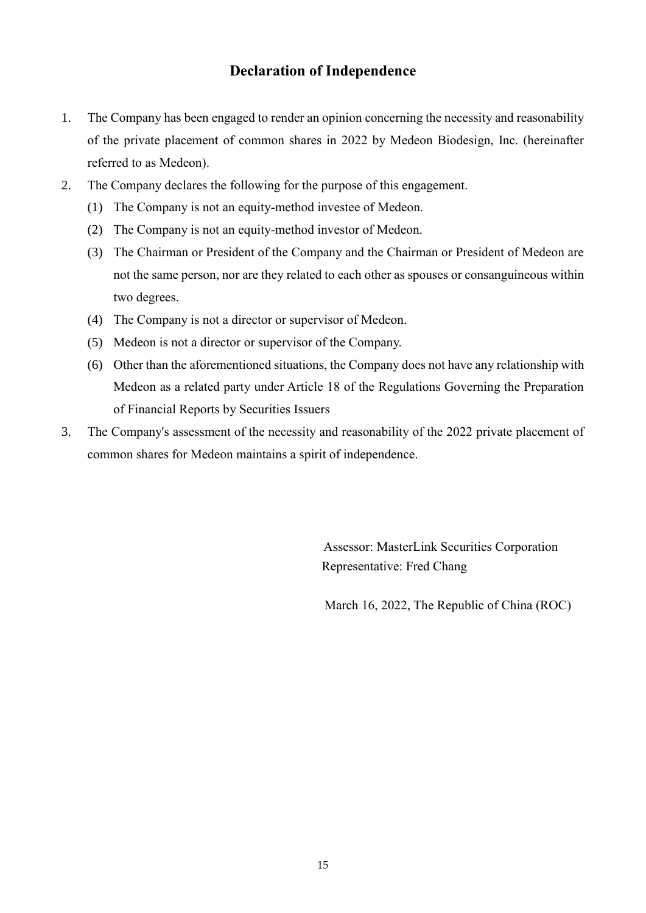# Declaration of Independence

1. The Company has been engaged to render an opinion concerning the necessity and reasonability of the private placement of common shares in 2022 by Medeon Biodesign, Inc. (hereinafter referred to as Medeon).
2. The Company declares the following for the purpose of this engagement.
   (1) The Company is not an equity-method investee of Medeon.
   (2) The Company is not an equity-method investor of Medeon.
   (3) The Chairman or President of the Company and the Chairman or President of Medeon are not the same person, nor are they related to each other as spouses or consanguineous within two degrees.
   (4) The Company is not a director or supervisor of Medeon.
   (5) Medeon is not a director or supervisor of the Company.
   (6) Other than the aforementioned situations, the Company does not have any relationship with Medeon as a related party under Article 18 of the Regulations Governing the Preparation of Financial Reports by Securities Issuers
3. The Company's assessment of the necessity and reasonability of the 2022 private placement of common shares for Medeon maintains a spirit of independence.

Assessor: MasterLink Securities Corporation
Representative: Fred Chang

March 16, 2022, The Republic of China (ROC)